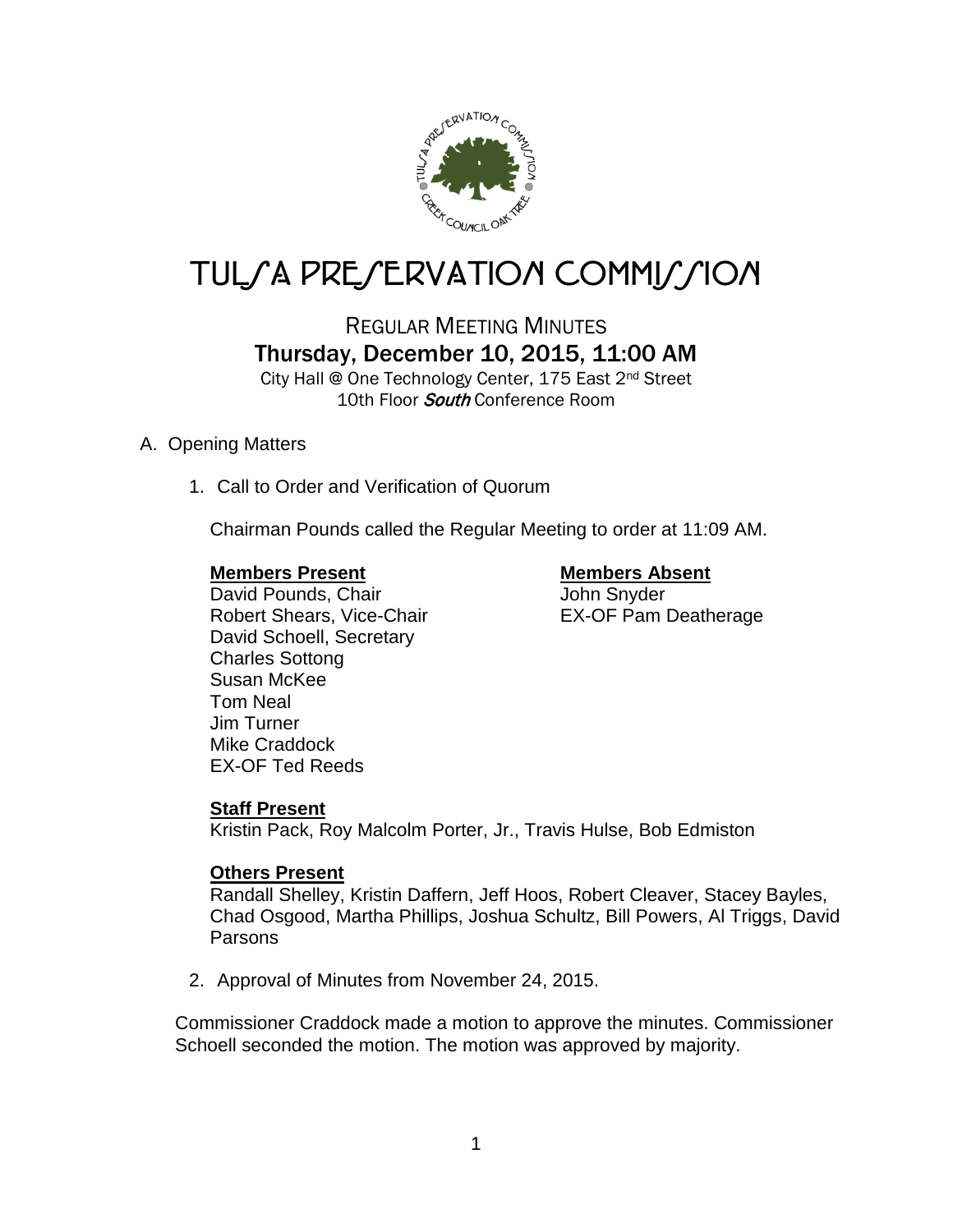# TULSA PRESERVATION COMMISSION

## REGULAR MEETING MINUTES

### Thursday, December 10, 2015, 11:00 AM

City Hall @ One Technology Center, 175 East 2nd Street
10th Floor *South* Conference Room

A. Opening Matters

1. Call to Order and Verification of Quorum

   Chairman Pounds called the Regular Meeting to order at 11:09 AM.

   **Members Present**
   David Pounds, Chair
   Robert Shears, Vice-Chair
   David Schoell, Secretary
   Charles Sottong
   Susan McKee
   Tom Neal
   Jim Turner
   Mike Craddock
   EX-OF Ted Reeds

   **Members Absent**
   John Snyder
   EX-OF Pam Deatherage

   **Staff Present**
   Kristin Pack, Roy Malcolm Porter, Jr., Travis Hulse, Bob Edmiston

   **Others Present**
   Randall Shelley, Kristin Daffern, Jeff Hoos, Robert Cleaver, Stacey Bayles, Chad Osgood, Martha Phillips, Joshua Schultz, Bill Powers, Al Triggs, David Parsons

2. Approval of Minutes from November 24, 2015.

Commissioner Craddock made a motion to approve the minutes. Commissioner Schoell seconded the motion. The motion was approved by majority.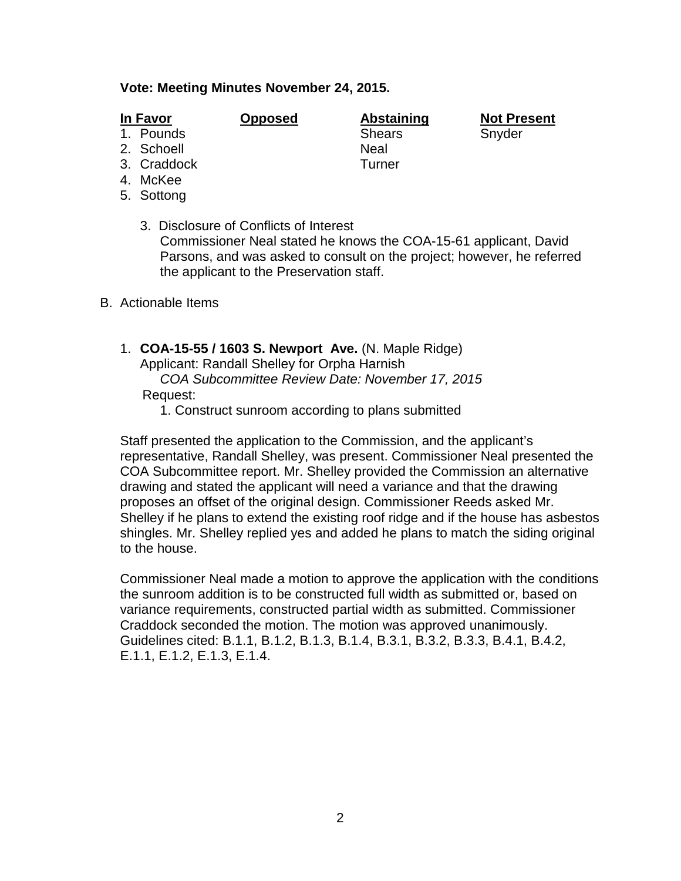**Vote: Meeting Minutes November 24, 2015.**

| **In Favor** | **Opposed** | **Abstaining** | **Not Present** |
|---|---|---|---|
| 1. Pounds | | Shears | Snyder |
| 2. Schoell | | Neal | |
| 3. Craddock | | Turner | |
| 4. McKee | | | |
| 5. Sottong | | | |

3. Disclosure of Conflicts of Interest
   Commissioner Neal stated he knows the COA-15-61 applicant, David Parsons, and was asked to consult on the project; however, he referred the applicant to the Preservation staff.

B. Actionable Items

1. **COA-15-55 / 1603 S. Newport Ave.** (N. Maple Ridge)
   Applicant: Randall Shelley for Orpha Harnish
   *COA Subcommittee Review Date: November 17, 2015*
   Request:
   1. Construct sunroom according to plans submitted

Staff presented the application to the Commission, and the applicant's representative, Randall Shelley, was present. Commissioner Neal presented the COA Subcommittee report. Mr. Shelley provided the Commission an alternative drawing and stated the applicant will need a variance and that the drawing proposes an offset of the original design. Commissioner Reeds asked Mr. Shelley if he plans to extend the existing roof ridge and if the house has asbestos shingles. Mr. Shelley replied yes and added he plans to match the siding original to the house.

Commissioner Neal made a motion to approve the application with the conditions the sunroom addition is to be constructed full width as submitted or, based on variance requirements, constructed partial width as submitted. Commissioner Craddock seconded the motion. The motion was approved unanimously. Guidelines cited: B.1.1, B.1.2, B.1.3, B.1.4, B.3.1, B.3.2, B.3.3, B.4.1, B.4.2, E.1.1, E.1.2, E.1.3, E.1.4.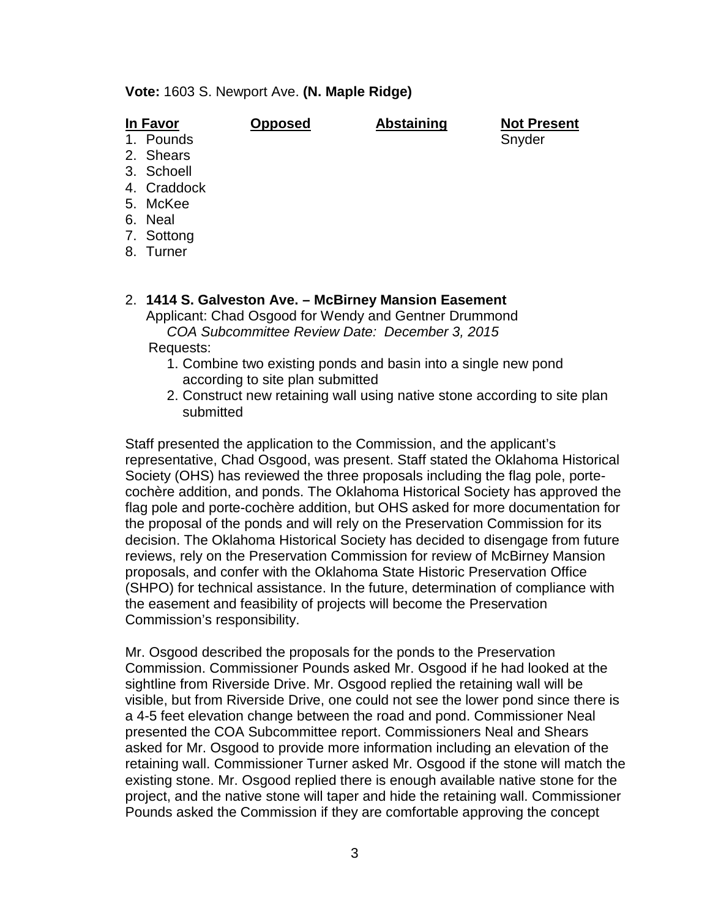**Vote:** 1603 S. Newport Ave. **(N. Maple Ridge)**

| In Favor | Opposed | Abstaining | Not Present |
|---|---|---|---|
| 1. Pounds | | | Snyder |
| 2. Shears | | | |
| 3. Schoell | | | |
| 4. Craddock | | | |
| 5. McKee | | | |
| 6. Neal | | | |
| 7. Sottong | | | |
| 8. Turner | | | |

2. **1414 S. Galveston Ave. – McBirney Mansion Easement**
   Applicant: Chad Osgood for Wendy and Gentner Drummond
   *COA Subcommittee Review Date: December 3, 2015*
   Requests:
   1. Combine two existing ponds and basin into a single new pond according to site plan submitted
   2. Construct new retaining wall using native stone according to site plan submitted

Staff presented the application to the Commission, and the applicant's representative, Chad Osgood, was present. Staff stated the Oklahoma Historical Society (OHS) has reviewed the three proposals including the flag pole, porte-cochère addition, and ponds. The Oklahoma Historical Society has approved the flag pole and porte-cochère addition, but OHS asked for more documentation for the proposal of the ponds and will rely on the Preservation Commission for its decision. The Oklahoma Historical Society has decided to disengage from future reviews, rely on the Preservation Commission for review of McBirney Mansion proposals, and confer with the Oklahoma State Historic Preservation Office (SHPO) for technical assistance. In the future, determination of compliance with the easement and feasibility of projects will become the Preservation Commission's responsibility.

Mr. Osgood described the proposals for the ponds to the Preservation Commission. Commissioner Pounds asked Mr. Osgood if he had looked at the sightline from Riverside Drive. Mr. Osgood replied the retaining wall will be visible, but from Riverside Drive, one could not see the lower pond since there is a 4-5 feet elevation change between the road and pond. Commissioner Neal presented the COA Subcommittee report. Commissioners Neal and Shears asked for Mr. Osgood to provide more information including an elevation of the retaining wall. Commissioner Turner asked Mr. Osgood if the stone will match the existing stone. Mr. Osgood replied there is enough available native stone for the project, and the native stone will taper and hide the retaining wall. Commissioner Pounds asked the Commission if they are comfortable approving the concept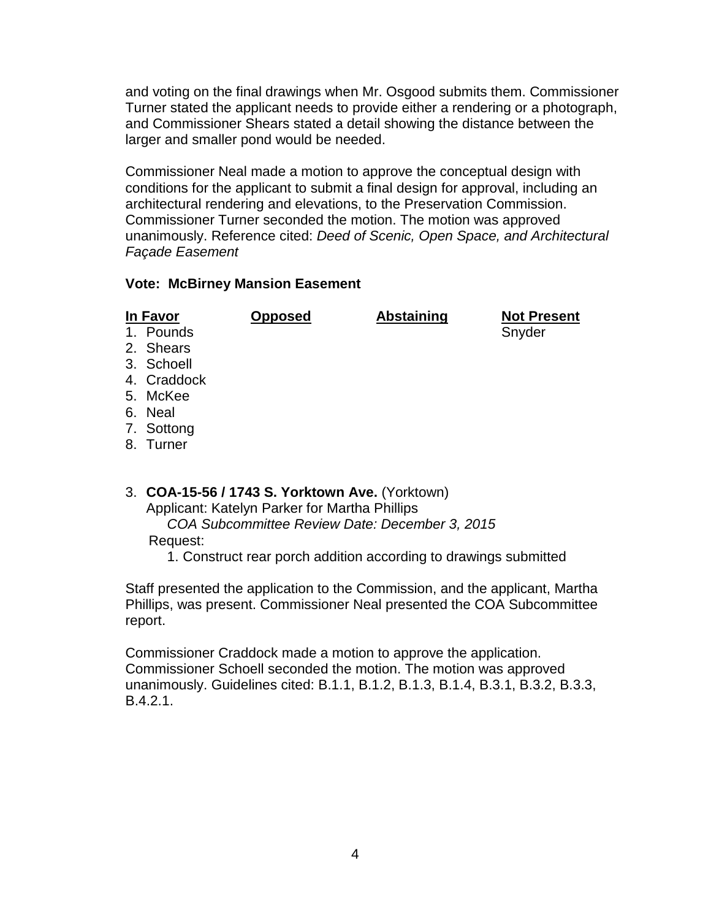and voting on the final drawings when Mr. Osgood submits them. Commissioner Turner stated the applicant needs to provide either a rendering or a photograph, and Commissioner Shears stated a detail showing the distance between the larger and smaller pond would be needed.

Commissioner Neal made a motion to approve the conceptual design with conditions for the applicant to submit a final design for approval, including an architectural rendering and elevations, to the Preservation Commission. Commissioner Turner seconded the motion. The motion was approved unanimously. Reference cited: *Deed of Scenic, Open Space, and Architectural Façade Easement*

**Vote: McBirney Mansion Easement**

| In Favor | Opposed | Abstaining | Not Present |
|---|---|---|---|
| 1. Pounds | | | Snyder |
| 2. Shears | | | |
| 3. Schoell | | | |
| 4. Craddock | | | |
| 5. McKee | | | |
| 6. Neal | | | |
| 7. Sottong | | | |
| 8. Turner | | | |

3. **COA-15-56 / 1743 S. Yorktown Ave.** (Yorktown)
   Applicant: Katelyn Parker for Martha Phillips
   *COA Subcommittee Review Date: December 3, 2015*
   Request:
   1. Construct rear porch addition according to drawings submitted

Staff presented the application to the Commission, and the applicant, Martha Phillips, was present. Commissioner Neal presented the COA Subcommittee report.

Commissioner Craddock made a motion to approve the application. Commissioner Schoell seconded the motion. The motion was approved unanimously. Guidelines cited: B.1.1, B.1.2, B.1.3, B.1.4, B.3.1, B.3.2, B.3.3, B.4.2.1.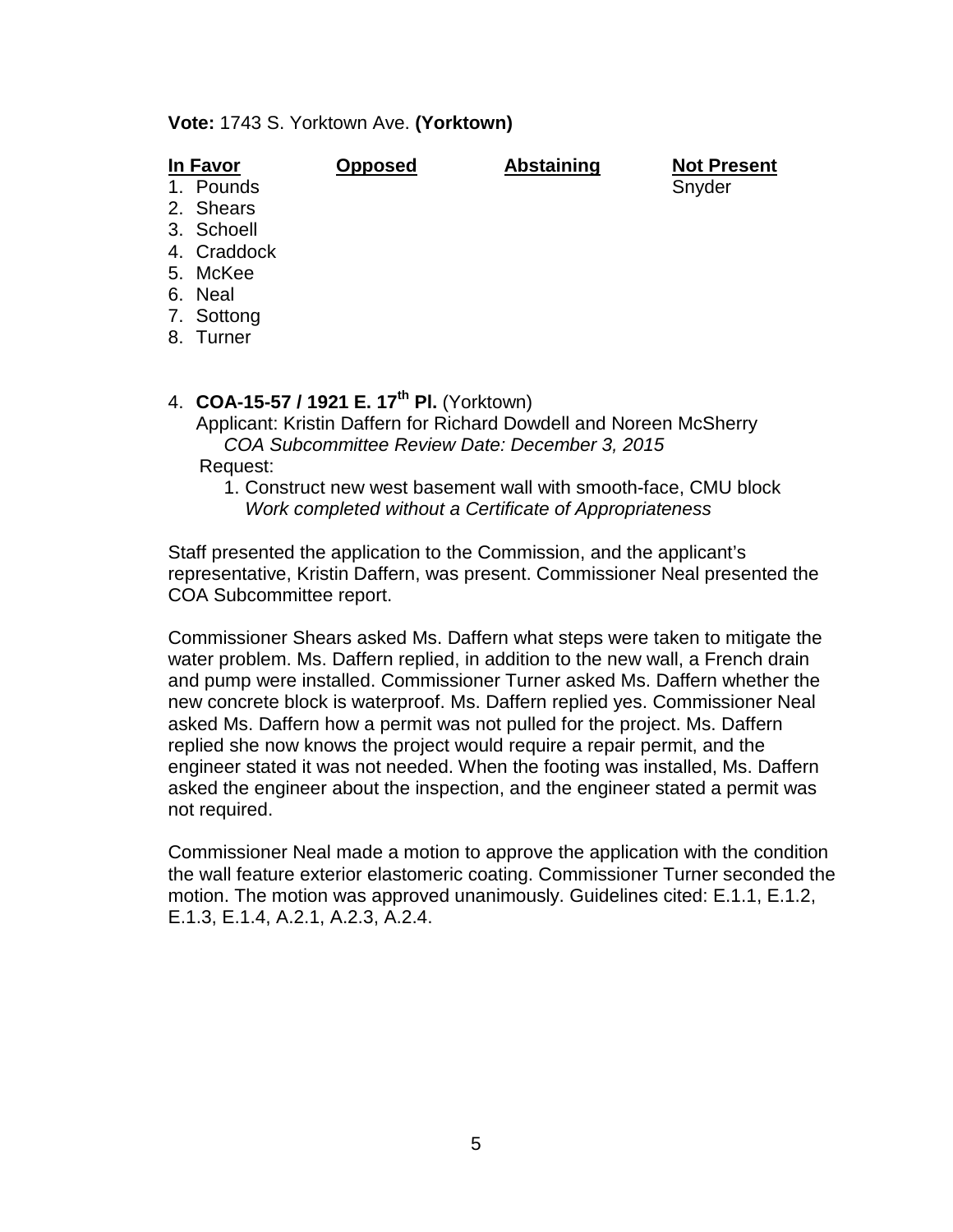**Vote:** 1743 S. Yorktown Ave. **(Yorktown)**

| In Favor | Opposed | Abstaining | Not Present |
|---|---|---|---|
| 1. Pounds | | | Snyder |
| 2. Shears | | | |
| 3. Schoell | | | |
| 4. Craddock | | | |
| 5. McKee | | | |
| 6. Neal | | | |
| 7. Sottong | | | |
| 8. Turner | | | |

4. **COA-15-57 / 1921 E. 17th Pl.** (Yorktown)
   Applicant: Kristin Daffern for Richard Dowdell and Noreen McSherry
   *COA Subcommittee Review Date: December 3, 2015*
   Request:
   1. Construct new west basement wall with smooth-face, CMU block
      *Work completed without a Certificate of Appropriateness*

Staff presented the application to the Commission, and the applicant's representative, Kristin Daffern, was present. Commissioner Neal presented the COA Subcommittee report.

Commissioner Shears asked Ms. Daffern what steps were taken to mitigate the water problem. Ms. Daffern replied, in addition to the new wall, a French drain and pump were installed. Commissioner Turner asked Ms. Daffern whether the new concrete block is waterproof. Ms. Daffern replied yes. Commissioner Neal asked Ms. Daffern how a permit was not pulled for the project. Ms. Daffern replied she now knows the project would require a repair permit, and the engineer stated it was not needed. When the footing was installed, Ms. Daffern asked the engineer about the inspection, and the engineer stated a permit was not required.

Commissioner Neal made a motion to approve the application with the condition the wall feature exterior elastomeric coating. Commissioner Turner seconded the motion. The motion was approved unanimously. Guidelines cited: E.1.1, E.1.2, E.1.3, E.1.4, A.2.1, A.2.3, A.2.4.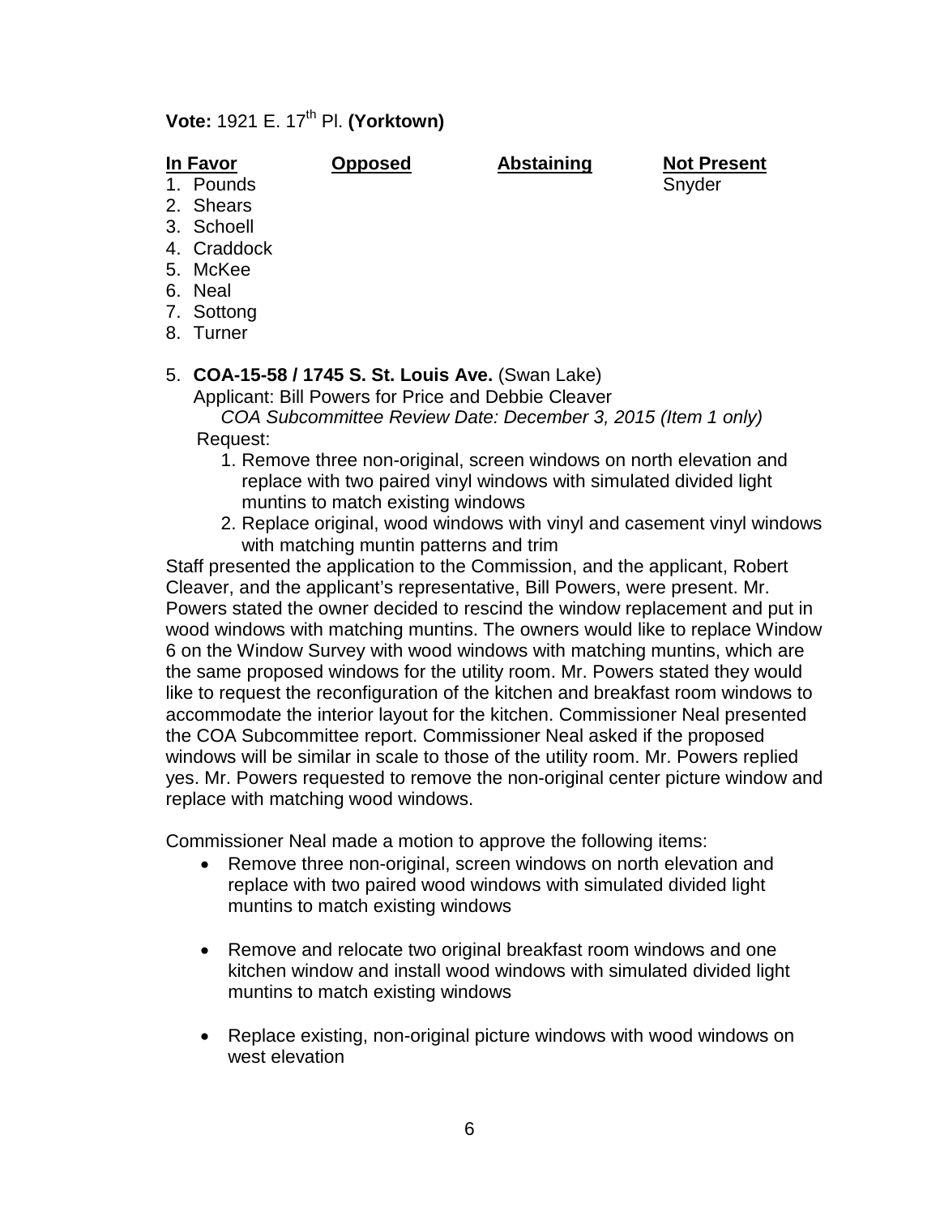**Vote:** 1921 E. 17th Pl. **(Yorktown)**

| In Favor | Opposed | Abstaining | Not Present |
|---|---|---|---|
| 1. Pounds | | | Snyder |
| 2. Shears | | | |
| 3. Schoell | | | |
| 4. Craddock | | | |
| 5. McKee | | | |
| 6. Neal | | | |
| 7. Sottong | | | |
| 8. Turner | | | |

5. **COA-15-58 / 1745 S. St. Louis Ave.** (Swan Lake)
   Applicant: Bill Powers for Price and Debbie Cleaver
   *COA Subcommittee Review Date: December 3, 2015 (Item 1 only)*
   Request:
   1. Remove three non-original, screen windows on north elevation and replace with two paired vinyl windows with simulated divided light muntins to match existing windows
   2. Replace original, wood windows with vinyl and casement vinyl windows with matching muntin patterns and trim

Staff presented the application to the Commission, and the applicant, Robert Cleaver, and the applicant's representative, Bill Powers, were present. Mr. Powers stated the owner decided to rescind the window replacement and put in wood windows with matching muntins. The owners would like to replace Window 6 on the Window Survey with wood windows with matching muntins, which are the same proposed windows for the utility room. Mr. Powers stated they would like to request the reconfiguration of the kitchen and breakfast room windows to accommodate the interior layout for the kitchen. Commissioner Neal presented the COA Subcommittee report. Commissioner Neal asked if the proposed windows will be similar in scale to those of the utility room. Mr. Powers replied yes. Mr. Powers requested to remove the non-original center picture window and replace with matching wood windows.

Commissioner Neal made a motion to approve the following items:

- Remove three non-original, screen windows on north elevation and replace with two paired wood windows with simulated divided light muntins to match existing windows
- Remove and relocate two original breakfast room windows and one kitchen window and install wood windows with simulated divided light muntins to match existing windows
- Replace existing, non-original picture windows with wood windows on west elevation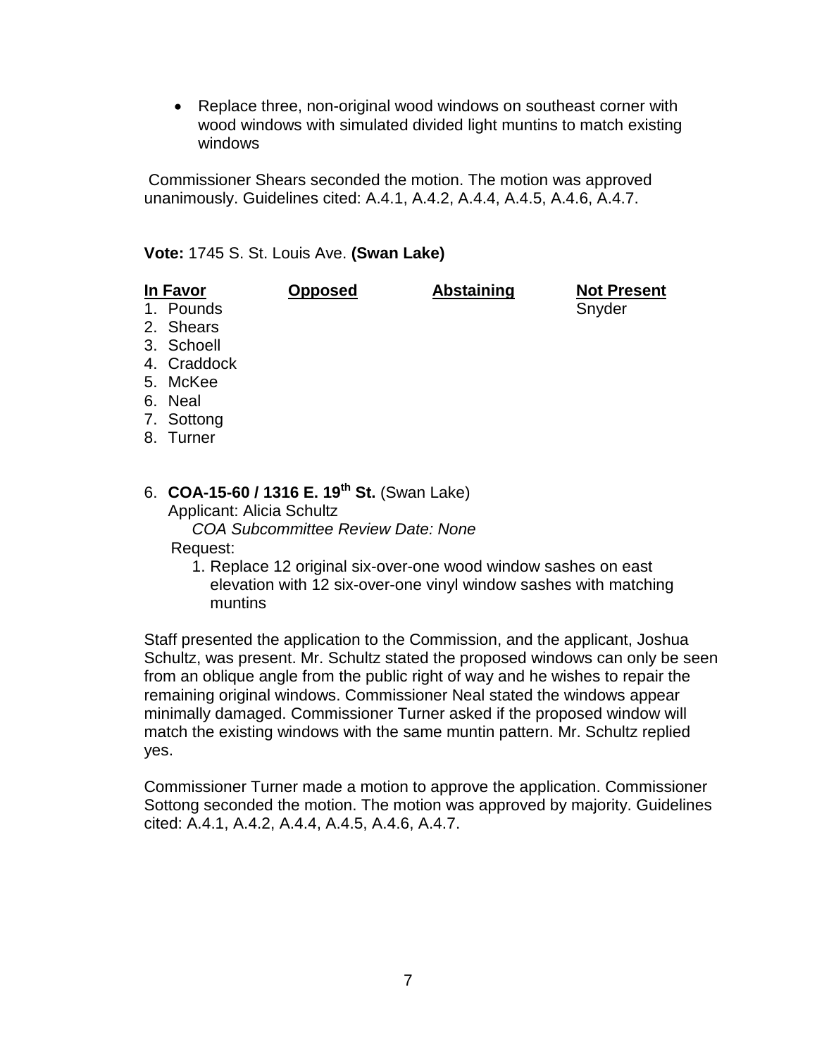- Replace three, non-original wood windows on southeast corner with wood windows with simulated divided light muntins to match existing windows

Commissioner Shears seconded the motion. The motion was approved unanimously. Guidelines cited: A.4.1, A.4.2, A.4.4, A.4.5, A.4.6, A.4.7.

**Vote:** 1745 S. St. Louis Ave. **(Swan Lake)**

| In Favor | Opposed | Abstaining | Not Present |
|---|---|---|---|
| 1. Pounds | | | Snyder |
| 2. Shears | | | |
| 3. Schoell | | | |
| 4. Craddock | | | |
| 5. McKee | | | |
| 6. Neal | | | |
| 7. Sottong | | | |
| 8. Turner | | | |

6. **COA-15-60 / 1316 E. 19th St.** (Swan Lake)
   Applicant: Alicia Schultz
   *COA Subcommittee Review Date: None*
   Request:
   1. Replace 12 original six-over-one wood window sashes on east elevation with 12 six-over-one vinyl window sashes with matching muntins

Staff presented the application to the Commission, and the applicant, Joshua Schultz, was present. Mr. Schultz stated the proposed windows can only be seen from an oblique angle from the public right of way and he wishes to repair the remaining original windows. Commissioner Neal stated the windows appear minimally damaged. Commissioner Turner asked if the proposed window will match the existing windows with the same muntin pattern. Mr. Schultz replied yes.

Commissioner Turner made a motion to approve the application. Commissioner Sottong seconded the motion. The motion was approved by majority. Guidelines cited: A.4.1, A.4.2, A.4.4, A.4.5, A.4.6, A.4.7.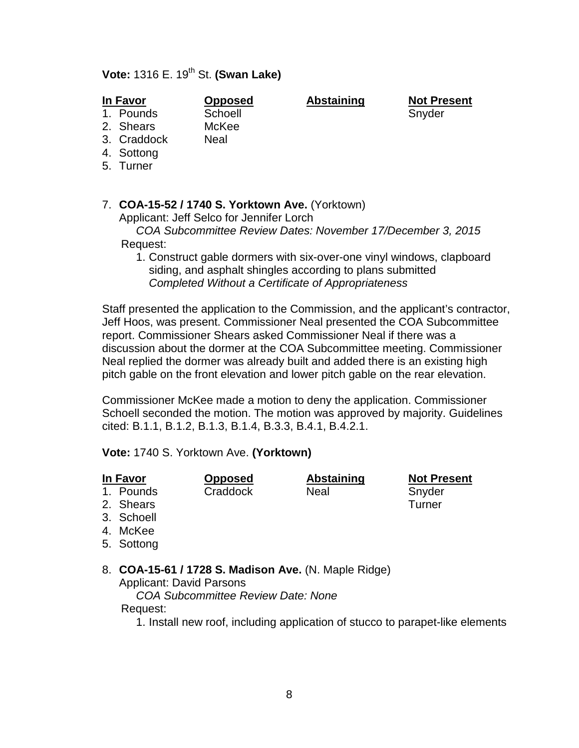**Vote:** 1316 E. 19th St. **(Swan Lake)**

| In Favor | Opposed | Abstaining | Not Present |
|---|---|---|---|
| 1. Pounds | Schoell | | Snyder |
| 2. Shears | McKee | | |
| 3. Craddock | Neal | | |
| 4. Sottong | | | |
| 5. Turner | | | |

7. **COA-15-52 / 1740 S. Yorktown Ave.** (Yorktown)
   Applicant: Jeff Selco for Jennifer Lorch
   *COA Subcommittee Review Dates: November 17/December 3, 2015*
   Request:
   1. Construct gable dormers with six-over-one vinyl windows, clapboard siding, and asphalt shingles according to plans submitted
      *Completed Without a Certificate of Appropriateness*

Staff presented the application to the Commission, and the applicant's contractor, Jeff Hoos, was present. Commissioner Neal presented the COA Subcommittee report. Commissioner Shears asked Commissioner Neal if there was a discussion about the dormer at the COA Subcommittee meeting. Commissioner Neal replied the dormer was already built and added there is an existing high pitch gable on the front elevation and lower pitch gable on the rear elevation.

Commissioner McKee made a motion to deny the application. Commissioner Schoell seconded the motion. The motion was approved by majority. Guidelines cited: B.1.1, B.1.2, B.1.3, B.1.4, B.3.3, B.4.1, B.4.2.1.

**Vote:** 1740 S. Yorktown Ave. **(Yorktown)**

| In Favor | Opposed | Abstaining | Not Present |
|---|---|---|---|
| 1. Pounds | Craddock | Neal | Snyder |
| 2. Shears | | | Turner |
| 3. Schoell | | | |
| 4. McKee | | | |
| 5. Sottong | | | |

8. **COA-15-61 / 1728 S. Madison Ave.** (N. Maple Ridge)
   Applicant: David Parsons
   *COA Subcommittee Review Date: None*
   Request:
   1. Install new roof, including application of stucco to parapet-like elements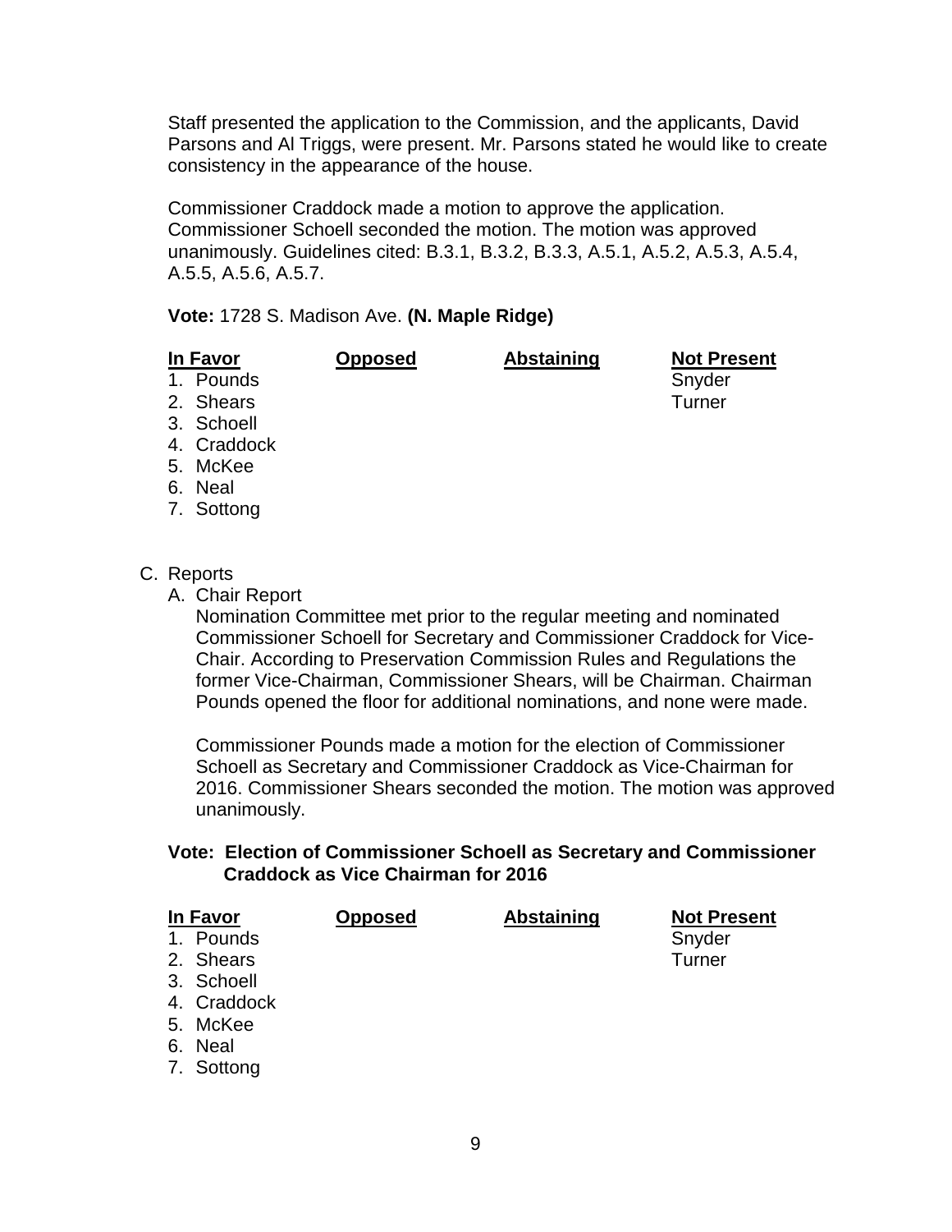Staff presented the application to the Commission, and the applicants, David Parsons and Al Triggs, were present. Mr. Parsons stated he would like to create consistency in the appearance of the house.

Commissioner Craddock made a motion to approve the application. Commissioner Schoell seconded the motion. The motion was approved unanimously. Guidelines cited: B.3.1, B.3.2, B.3.3, A.5.1, A.5.2, A.5.3, A.5.4, A.5.5, A.5.6, A.5.7.

**Vote:** 1728 S. Madison Ave. **(N. Maple Ridge)**

| In Favor | Opposed | Abstaining | Not Present |
|---|---|---|---|
| 1. Pounds | | | Snyder |
| 2. Shears | | | Turner |
| 3. Schoell | | | |
| 4. Craddock | | | |
| 5. McKee | | | |
| 6. Neal | | | |
| 7. Sottong | | | |

C. Reports

A. Chair Report

Nomination Committee met prior to the regular meeting and nominated Commissioner Schoell for Secretary and Commissioner Craddock for Vice-Chair. According to Preservation Commission Rules and Regulations the former Vice-Chairman, Commissioner Shears, will be Chairman. Chairman Pounds opened the floor for additional nominations, and none were made.

Commissioner Pounds made a motion for the election of Commissioner Schoell as Secretary and Commissioner Craddock as Vice-Chairman for 2016. Commissioner Shears seconded the motion. The motion was approved unanimously.

**Vote: Election of Commissioner Schoell as Secretary and Commissioner Craddock as Vice Chairman for 2016**

| In Favor | Opposed | Abstaining | Not Present |
|---|---|---|---|
| 1. Pounds | | | Snyder |
| 2. Shears | | | Turner |
| 3. Schoell | | | |
| 4. Craddock | | | |
| 5. McKee | | | |
| 6. Neal | | | |
| 7. Sottong | | | |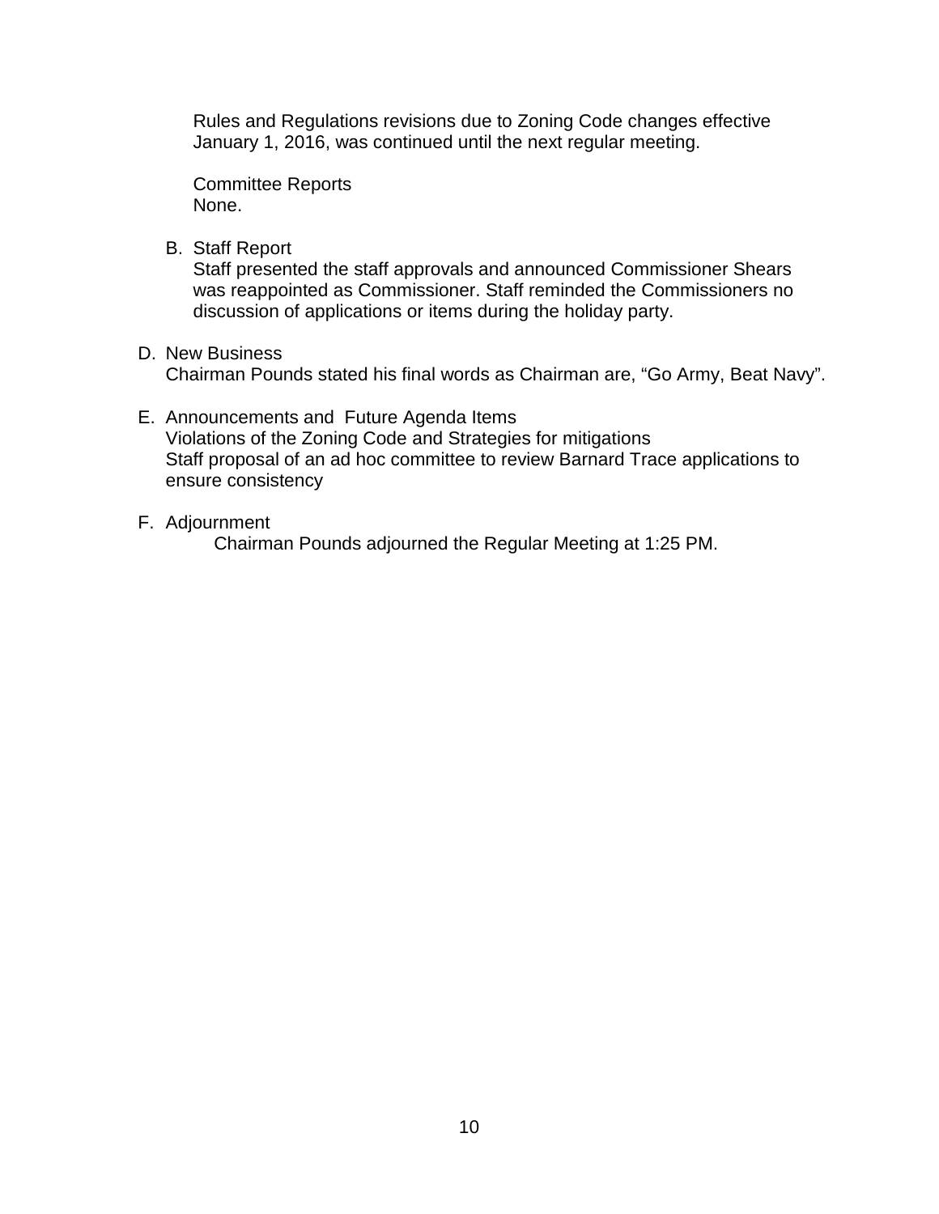Rules and Regulations revisions due to Zoning Code changes effective January 1, 2016, was continued until the next regular meeting.

Committee Reports
None.

B. Staff Report
Staff presented the staff approvals and announced Commissioner Shears was reappointed as Commissioner. Staff reminded the Commissioners no discussion of applications or items during the holiday party.

D. New Business
Chairman Pounds stated his final words as Chairman are, “Go Army, Beat Navy”.

E. Announcements and Future Agenda Items
Violations of the Zoning Code and Strategies for mitigations
Staff proposal of an ad hoc committee to review Barnard Trace applications to ensure consistency

F. Adjournment
Chairman Pounds adjourned the Regular Meeting at 1:25 PM.